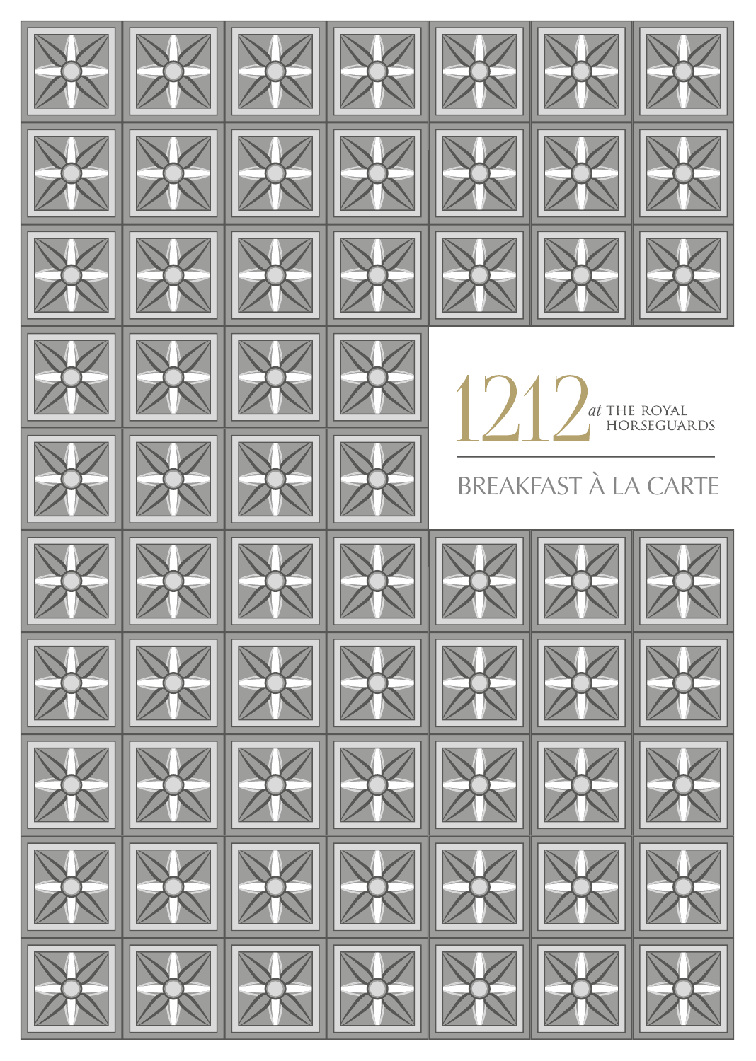# 1212 *at* THE ROYAL HORSEGUARDS

## BREAKFAST À LA CARTE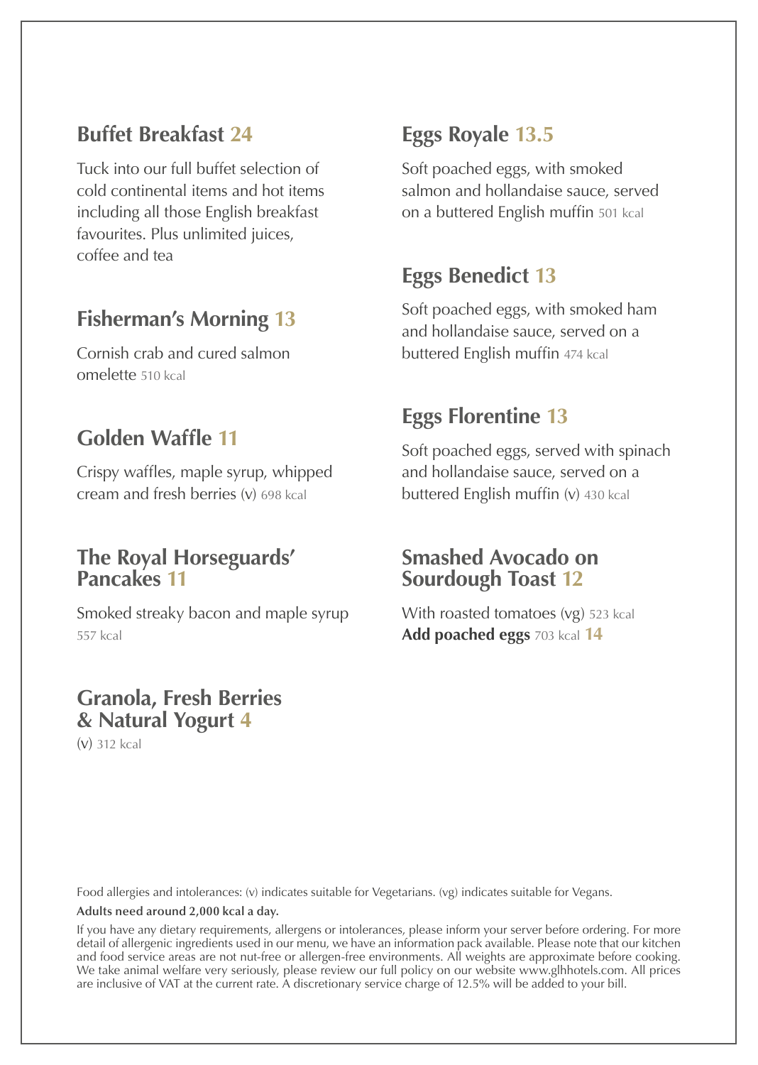## Buffet Breakfast 24

Tuck into our full buffet selection of cold continental items and hot items including all those English breakfast favourites. Plus unlimited juices, coffee and tea

## Fisherman's Morning 13

Cornish crab and cured salmon omelette 510 kcal

## Golden Waffle 11

Crispy waffles, maple syrup, whipped cream and fresh berries (v) 698 kcal

## The Royal Horseguards' Pancakes 11

Smoked streaky bacon and maple syrup 557 kcal

## Granola, Fresh Berries & Natural Yogurt 4

(v) 312 kcal

## Eggs Royale 13.5

Soft poached eggs, with smoked salmon and hollandaise sauce, served on a buttered English muffin 501 kcal

## Eggs Benedict 13

Soft poached eggs, with smoked ham and hollandaise sauce, served on a buttered English muffin 474 kcal

## Eggs Florentine 13

Soft poached eggs, served with spinach and hollandaise sauce, served on a buttered English muffin (v) 430 kcal

## Smashed Avocado on Sourdough Toast 12

With roasted tomatoes (vg) 523 kcal

**Add poached eggs** 703 kcal **14**

Food allergies and intolerances: (v) indicates suitable for Vegetarians. (vg) indicates suitable for Vegans.

**Adults need around 2,000 kcal a day.**

If you have any dietary requirements, allergens or intolerances, please inform your server before ordering. For more detail of allergenic ingredients used in our menu, we have an information pack available. Please note that our kitchen and food service areas are not nut-free or allergen-free environments. All weights are approximate before cooking. We take animal welfare very seriously, please review our full policy on our website www.glhhotels.com. All prices are inclusive of VAT at the current rate. A discretionary service charge of 12.5% will be added to your bill.